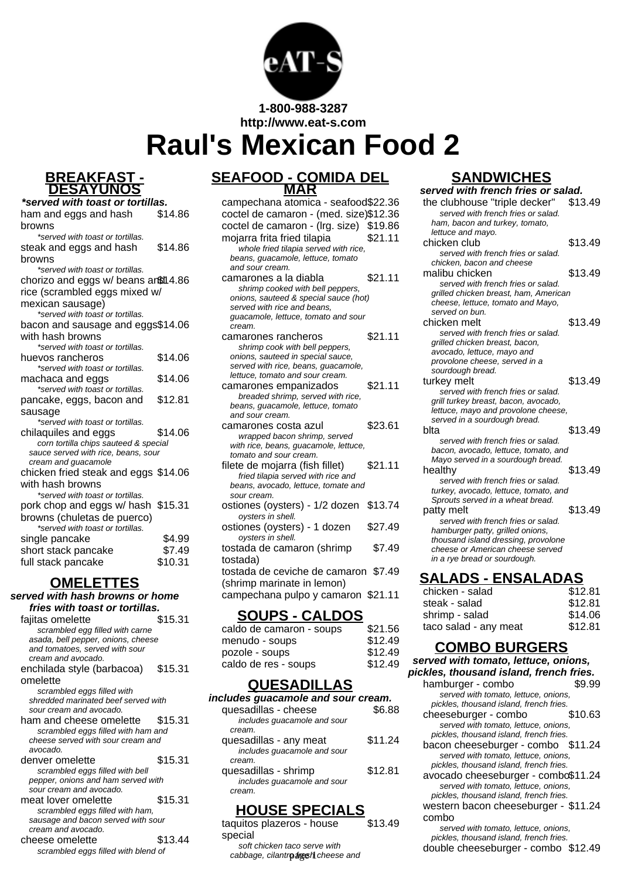1-800-988-3287
http://www.eat-s.com

# Raul's Mexican Food 2

## BREAKFAST - DESAYUNOS

***served with toast or tortillas.**

ham and eggs and hash browns $14.86
*served with toast or tortillas.

steak and eggs and hash browns $14.86
*served with toast or tortillas.

chorizo and eggs w/ beans and rice (scrambled eggs mixed w/ mexican sausage) $14.86
*served with toast or tortillas.

bacon and sausage and eggs with hash browns $14.06
*served with toast or tortillas.

huevos rancheros $14.06
*served with toast or tortillas.

machaca and eggs $14.06
*served with toast or tortillas.

pancake, eggs, bacon and sausage $12.81
*served with toast or tortillas.

chilaquiles and eggs $14.06
corn tortilla chips sauteed & special sauce served with rice, beans, sour cream and guacamole

chicken fried steak and eggs with hash browns $14.06
*served with toast or tortillas.

pork chop and eggs w/ hash browns (chuletas de puerco) $15.31
*served with toast or tortillas.

single pancake $4.99

short stack pancake $7.49

full stack pancake $10.31

## OMELETTES

**served with hash browns or home fries with toast or tortillas.**

fajitas omelette $15.31
scrambled egg filled with carne asada, bell pepper, onions, cheese and tomatoes, served with sour cream and avocado.

enchilada style (barbacoa) omelette $15.31
scrambled eggs filled with shredded marinated beef served with sour cream and avocado.

ham and cheese omelette $15.31
scrambled eggs filled with ham and cheese served with sour cream and avocado.

denver omelette $15.31
scrambled eggs filled with bell pepper, onions and ham served with sour cream and avocado.

meat lover omelette $15.31
scrambled eggs filled with ham, sausage and bacon served with sour cream and avocado.

cheese omelette $13.44
scrambled eggs filled with blend of

## SEAFOOD - COMIDA DEL MAR

campechana atomica - seafood $22.36

coctel de camaron - (med. size) $12.36

coctel de camaron - (lrg. size) $19.86

mojarra frita fried tilapia $21.11
whole fried tilapia served with rice, beans, guacamole, lettuce, tomato and sour cream.

camarones a la diabla $21.11
shrimp cooked with bell peppers, onions, sauteed & special sauce (hot) served with rice and beans, guacamole, lettuce, tomato and sour cream.

camarones rancheros $21.11
shrimp cook with bell peppers, onions, sauteed in special sauce, served with rice, beans, guacamole, lettuce, tomato and sour cream.

camarones empanizados $21.11
breaded shrimp, served with rice, beans, guacamole, lettuce, tomato and sour cream.

camarones costa azul $23.61
wrapped bacon shrimp, served with rice, beans, guacamole, lettuce, tomato and sour cream.

filete de mojarra (fish fillet) $21.11
fried tilapia served with rice and beans, avocado, lettuce, tomate and sour cream.

ostiones (oysters) - 1/2 dozen $13.74
oysters in shell.

ostiones (oysters) - 1 dozen $27.49
oysters in shell.

tostada de camaron (shrimp tostada) $7.49

tostada de ceviche de camaron (shrimp marinate in lemon) $7.49

campechana pulpo y camaron $21.11

## SOUPS - CALDOS

caldo de camaron - soups $21.56

menudo - soups $12.49

pozole - soups $12.49

caldo de res - soups $12.49

## QUESADILLAS

**includes guacamole and sour cream.**

quesadillas - cheese $6.88
includes guacamole and sour cream.

quesadillas - any meat $11.24
includes guacamole and sour cream.

quesadillas - shrimp $12.81
includes guacamole and sour cream.

## HOUSE SPECIALS

taquitos plazeros - house special $13.49
soft chicken taco serve with cabbage, cilantro, fresh cheese and

## SANDWICHES

**served with french fries or salad.**

the clubhouse "triple decker" $13.49
served with french fries or salad. ham, bacon and turkey, tomato, lettuce and mayo.

chicken club $13.49
served with french fries or salad. chicken, bacon and cheese

malibu chicken $13.49
served with french fries or salad. grilled chicken breast, ham, American cheese, lettuce, tomato and Mayo, served on bun.

chicken melt $13.49
served with french fries or salad. grilled chicken breast, bacon, avocado, lettuce, mayo and provolone cheese, served in a sourdough bread.

turkey melt $13.49
served with french fries or salad. grill turkey breast, bacon, avocado, lettuce, mayo and provolone cheese, served in a sourdough bread.

blta $13.49
served with french fries or salad. bacon, avocado, lettuce, tomato, and Mayo served in a sourdough bread.

healthy $13.49
served with french fries or salad. turkey, avocado, lettuce, tomato, and Sprouts served in a wheat bread.

patty melt $13.49
served with french fries or salad. hamburger patty, grilled onions, thousand island dressing, provolone cheese or American cheese served in a rye bread or sourdough.

## SALADS - ENSALADAS

chicken - salad $12.81

steak - salad $12.81

shrimp - salad $14.06

taco salad - any meat $12.81

## COMBO BURGERS

**served with tomato, lettuce, onions, pickles, thousand island, french fries.**

hamburger - combo $9.99
served with tomato, lettuce, onions, pickles, thousand island, french fries.

cheeseburger - combo $10.63
served with tomato, lettuce, onions, pickles, thousand island, french fries.

bacon cheeseburger - combo $11.24
served with tomato, lettuce, onions, pickles, thousand island, french fries.

avocado cheeseburger - combo $11.24
served with tomato, lettuce, onions, pickles, thousand island, french fries.

western bacon cheeseburger - combo $11.24
served with tomato, lettuce, onions, pickles, thousand island, french fries.

double cheeseburger - combo $12.49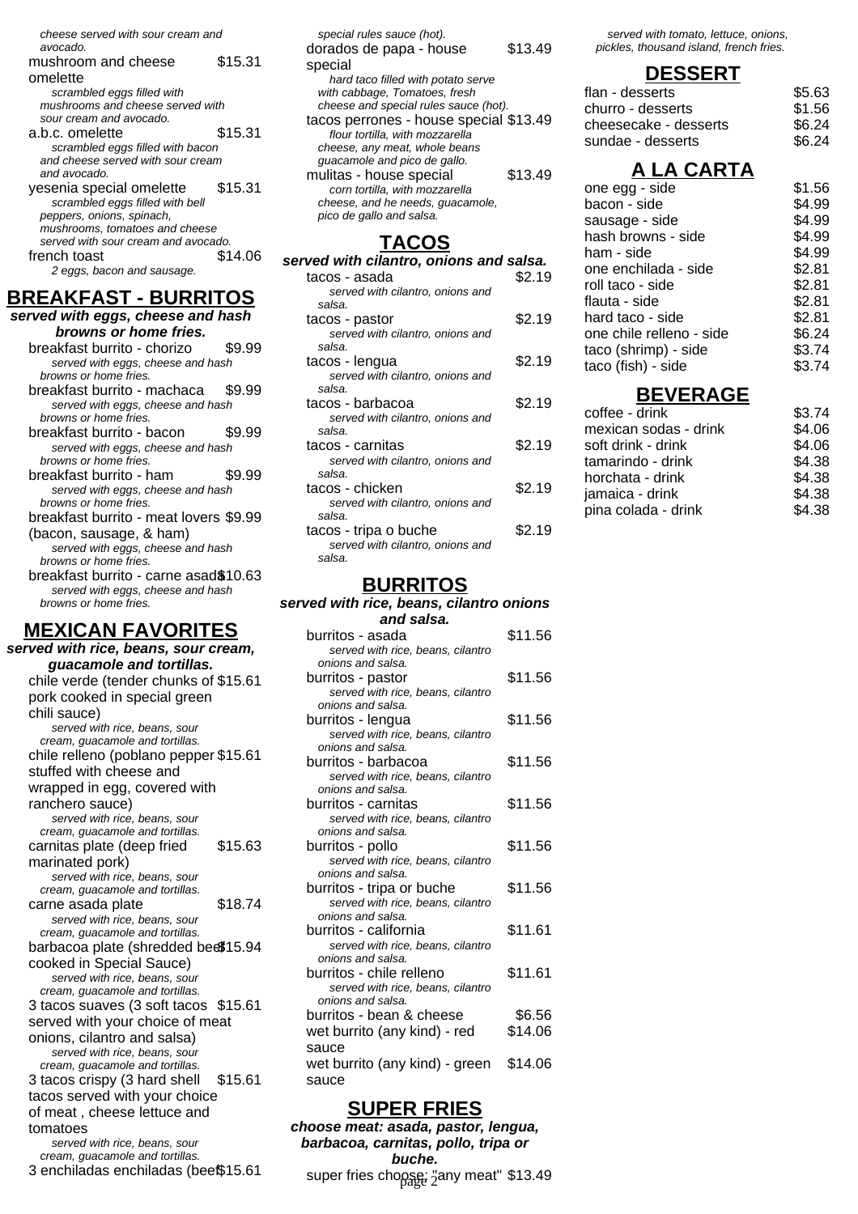*cheese served with sour cream and avocado.*

mushroom and cheese omelette $15.31
*scrambled eggs filled with mushrooms and cheese served with sour cream and avocado.*

a.b.c. omelette $15.31
*scrambled eggs filled with bacon and cheese served with sour cream and avocado.*

yesenia special omelette $15.31
*scrambled eggs filled with bell peppers, onions, spinach, mushrooms, tomatoes and cheese served with sour cream and avocado.*

french toast $14.06
*2 eggs, bacon and sausage.*

## BREAKFAST - BURRITOS

**served with eggs, cheese and hash browns or home fries.**

breakfast burrito - chorizo $9.99
*served with eggs, cheese and hash browns or home fries.*

breakfast burrito - machaca $9.99
*served with eggs, cheese and hash browns or home fries.*

breakfast burrito - bacon $9.99
*served with eggs, cheese and hash browns or home fries.*

breakfast burrito - ham $9.99
*served with eggs, cheese and hash browns or home fries.*

breakfast burrito - meat lovers (bacon, sausage, & ham) $9.99
*served with eggs, cheese and hash browns or home fries.*

breakfast burrito - carne asada $10.63
*served with eggs, cheese and hash browns or home fries.*

## MEXICAN FAVORITES

**served with rice, beans, sour cream, guacamole and tortillas.**

chile verde (tender chunks of pork cooked in special green chili sauce) $15.61
*served with rice, beans, sour cream, guacamole and tortillas.*

chile relleno (poblano pepper stuffed with cheese and wrapped in egg, covered with ranchero sauce) $15.61
*served with rice, beans, sour cream, guacamole and tortillas.*

carnitas plate (deep fried marinated pork) $15.63
*served with rice, beans, sour cream, guacamole and tortillas.*

carne asada plate $18.74
*served with rice, beans, sour cream, guacamole and tortillas.*

barbacoa plate (shredded beef cooked in Special Sauce) $15.94
*served with rice, beans, sour cream, guacamole and tortillas.*

3 tacos suaves (3 soft tacos served with your choice of meat onions, cilantro and salsa) $15.61
*served with rice, beans, sour cream, guacamole and tortillas.*

3 tacos crispy (3 hard shell tacos served with your choice of meat , cheese lettuce and tomatoes $15.61
*served with rice, beans, sour cream, guacamole and tortillas.*

3 enchiladas enchiladas (beef $15.61

*special rules sauce (hot).*

dorados de papa - house special $13.49
*hard taco filled with potato serve with cabbage, Tomatoes, fresh cheese and special rules sauce (hot).*

tacos perrones - house special $13.49
*flour tortilla, with mozzarella cheese, any meat, whole beans guacamole and pico de gallo.*

mulitas - house special $13.49
*corn tortilla, with mozzarella cheese, and he needs, guacamole, pico de gallo and salsa.*

## TACOS

**served with cilantro, onions and salsa.**

tacos - asada $2.19
*served with cilantro, onions and salsa.*

tacos - pastor $2.19
*served with cilantro, onions and salsa.*

tacos - lengua $2.19
*served with cilantro, onions and salsa.*

tacos - barbacoa $2.19
*served with cilantro, onions and salsa.*

tacos - carnitas $2.19
*served with cilantro, onions and salsa.*

tacos - chicken $2.19
*served with cilantro, onions and salsa.*

tacos - tripa o buche $2.19
*served with cilantro, onions and salsa.*

## BURRITOS

**served with rice, beans, cilantro onions and salsa.**

burritos - asada $11.56
*served with rice, beans, cilantro onions and salsa.*

burritos - pastor $11.56
*served with rice, beans, cilantro onions and salsa.*

burritos - lengua $11.56
*served with rice, beans, cilantro onions and salsa.*

burritos - barbacoa $11.56
*served with rice, beans, cilantro onions and salsa.*

burritos - carnitas $11.56
*served with rice, beans, cilantro onions and salsa.*

burritos - pollo $11.56
*served with rice, beans, cilantro onions and salsa.*

burritos - tripa or buche $11.56
*served with rice, beans, cilantro onions and salsa.*

burritos - california $11.61
*served with rice, beans, cilantro onions and salsa.*

burritos - chile relleno $11.61
*served with rice, beans, cilantro onions and salsa.*

burritos - bean & cheese $6.56

wet burrito (any kind) - red sauce $14.06

wet burrito (any kind) - green sauce $14.06

## SUPER FRIES

**choose meat: asada, pastor, lengua, barbacoa, carnitas, pollo, tripa or buche.**

super fries choose: "any meat" $13.49

*served with tomato, lettuce, onions, pickles, thousand island, french fries.*

## DESSERT

| | |
|---|---|
| flan - desserts | $5.63 |
| churro - desserts | $1.56 |
| cheesecake - desserts | $6.24 |
| sundae - desserts | $6.24 |

## A LA CARTA

| | |
|---|---|
| one egg - side | $1.56 |
| bacon - side | $4.99 |
| sausage - side | $4.99 |
| hash browns - side | $4.99 |
| ham - side | $4.99 |
| one enchilada - side | $2.81 |
| roll taco - side | $2.81 |
| flauta - side | $2.81 |
| hard taco - side | $2.81 |
| one chile relleno - side | $6.24 |
| taco (shrimp) - side | $3.74 |
| taco (fish) - side | $3.74 |

## BEVERAGE

| | |
|---|---|
| coffee - drink | $3.74 |
| mexican sodas - drink | $4.06 |
| soft drink - drink | $4.06 |
| tamarindo - drink | $4.38 |
| horchata - drink | $4.38 |
| jamaica - drink | $4.38 |
| pina colada - drink | $4.38 |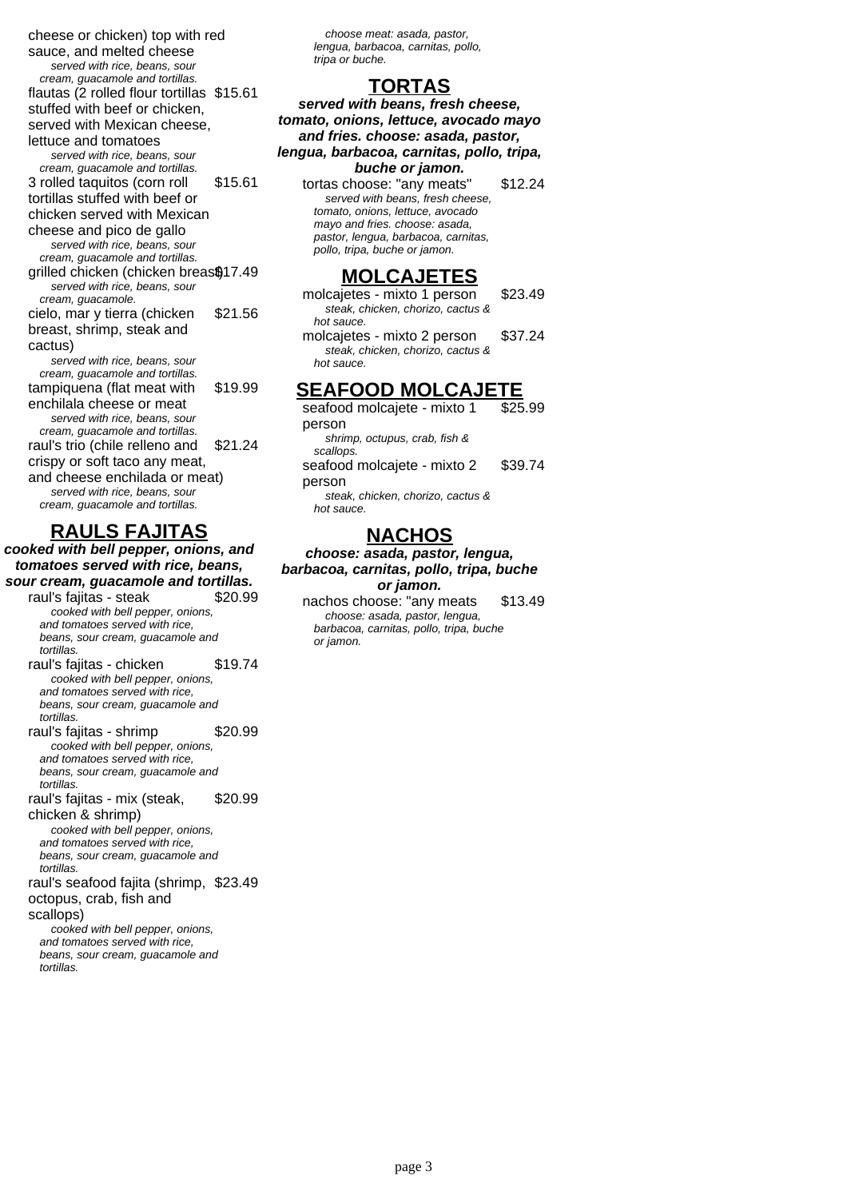cheese or chicken) top with red sauce, and melted cheese
*served with rice, beans, sour cream, guacamole and tortillas.*

flautas (2 rolled flour tortillas stuffed with beef or chicken, served with Mexican cheese, lettuce and tomatoes — $15.61
*served with rice, beans, sour cream, guacamole and tortillas.*

3 rolled taquitos (corn roll tortillas stuffed with beef or chicken served with Mexican cheese and pico de gallo — $15.61
*served with rice, beans, sour cream, guacamole and tortillas.*

grilled chicken (chicken breast) — $17.49
*served with rice, beans, sour cream, guacamole.*

cielo, mar y tierra (chicken breast, shrimp, steak and cactus) — $21.56
*served with rice, beans, sour cream, guacamole and tortillas.*

tampiquena (flat meat with enchilala cheese or meat — $19.99
*served with rice, beans, sour cream, guacamole and tortillas.*

raul's trio (chile relleno and crispy or soft taco any meat, and cheese enchilada or meat) — $21.24
*served with rice, beans, sour cream, guacamole and tortillas.*

## RAULS FAJITAS

***cooked with bell pepper, onions, and tomatoes served with rice, beans, sour cream, guacamole and tortillas.***

raul's fajitas - steak — $20.99
*cooked with bell pepper, onions, and tomatoes served with rice, beans, sour cream, guacamole and tortillas.*

raul's fajitas - chicken — $19.74
*cooked with bell pepper, onions, and tomatoes served with rice, beans, sour cream, guacamole and tortillas.*

raul's fajitas - shrimp — $20.99
*cooked with bell pepper, onions, and tomatoes served with rice, beans, sour cream, guacamole and tortillas.*

raul's fajitas - mix (steak, chicken & shrimp) — $20.99
*cooked with bell pepper, onions, and tomatoes served with rice, beans, sour cream, guacamole and tortillas.*

raul's seafood fajita (shrimp, octopus, crab, fish and scallops) — $23.49
*cooked with bell pepper, onions, and tomatoes served with rice, beans, sour cream, guacamole and tortillas.*

*choose meat: asada, pastor, lengua, barbacoa, carnitas, pollo, tripa or buche.*

## TORTAS

***served with beans, fresh cheese, tomato, onions, lettuce, avocado mayo and fries. choose: asada, pastor, lengua, barbacoa, carnitas, pollo, tripa, buche or jamon.***

tortas choose: "any meats" — $12.24
*served with beans, fresh cheese, tomato, onions, lettuce, avocado mayo and fries. choose: asada, pastor, lengua, barbacoa, carnitas, pollo, tripa, buche or jamon.*

## MOLCAJETES

molcajetes - mixto 1 person — $23.49
*steak, chicken, chorizo, cactus & hot sauce.*

molcajetes - mixto 2 person — $37.24
*steak, chicken, chorizo, cactus & hot sauce.*

## SEAFOOD MOLCAJETE

seafood molcajete - mixto 1 person — $25.99
*shrimp, octupus, crab, fish & scallops.*

seafood molcajete - mixto 2 person — $39.74
*steak, chicken, chorizo, cactus & hot sauce.*

## NACHOS

***choose: asada, pastor, lengua, barbacoa, carnitas, pollo, tripa, buche or jamon.***

nachos choose: "any meats — $13.49
*choose: asada, pastor, lengua, barbacoa, carnitas, pollo, tripa, buche or jamon.*